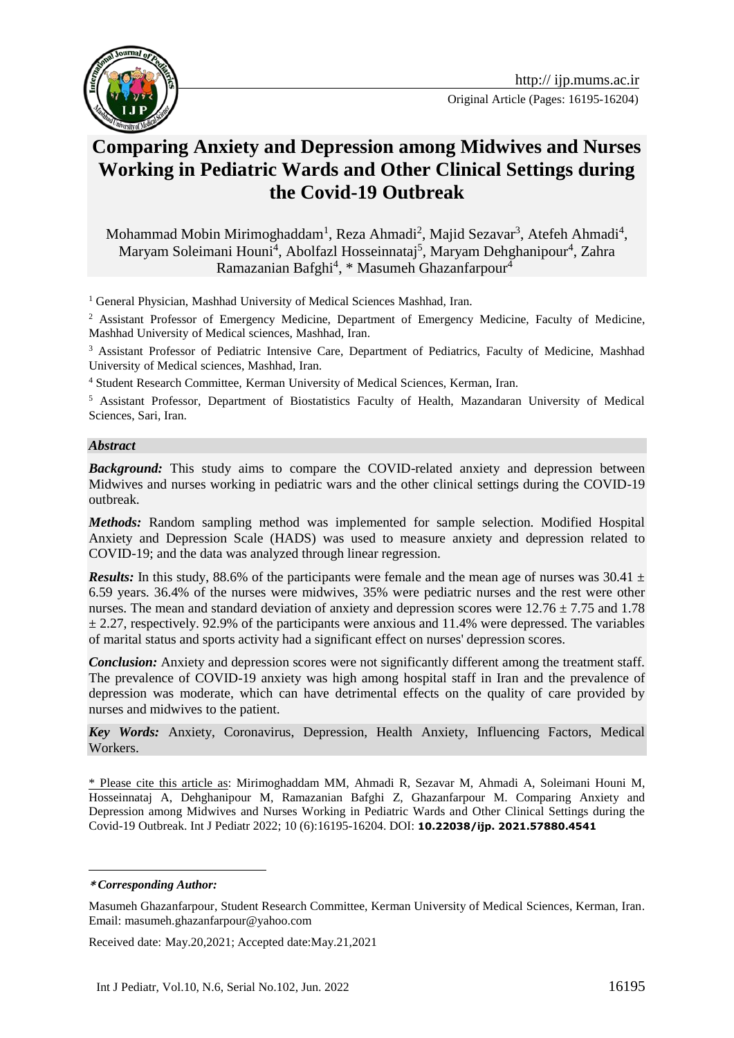Original Article (Pages: 16195-16204)

# Comparing Anxiety and Depression among Midwives and Nurses Working in Pediatric Wards and Other Clinical Settings during the Covid-19 Outbreak

Mohammad Mobin Mirimoghaddam[1], Reza Ahmadi[2], Majid Sezavar[3], Atefeh Ahmadi[4], Maryam Soleimani Houni[4], Abolfazl Hosseinnataj[5], Maryam Dehghanipour[4], Zahra Ramazanian Bafghi[4], * Masumeh Ghazanfarpour[4]

[1] General Physician, Mashhad University of Medical Sciences Mashhad, Iran.

[2] Assistant Professor of Emergency Medicine, Department of Emergency Medicine, Faculty of Medicine, Mashhad University of Medical sciences, Mashhad, Iran.

[3] Assistant Professor of Pediatric Intensive Care, Department of Pediatrics, Faculty of Medicine, Mashhad University of Medical sciences, Mashhad, Iran.

[4] Student Research Committee, Kerman University of Medical Sciences, Kerman, Iran.

[5] Assistant Professor, Department of Biostatistics Faculty of Health, Mazandaran University of Medical Sciences, Sari, Iran.

## *Abstract*

***Background:*** This study aims to compare the COVID-related anxiety and depression between Midwives and nurses working in pediatric wars and the other clinical settings during the COVID-19 outbreak.

***Methods:*** Random sampling method was implemented for sample selection. Modified Hospital Anxiety and Depression Scale (HADS) was used to measure anxiety and depression related to COVID-19; and the data was analyzed through linear regression.

***Results:*** In this study, 88.6% of the participants were female and the mean age of nurses was 30.41 ± 6.59 years. 36.4% of the nurses were midwives, 35% were pediatric nurses and the rest were other nurses. The mean and standard deviation of anxiety and depression scores were 12.76 ± 7.75 and 1.78 ± 2.27, respectively. 92.9% of the participants were anxious and 11.4% were depressed. The variables of marital status and sports activity had a significant effect on nurses' depression scores.

***Conclusion:*** Anxiety and depression scores were not significantly different among the treatment staff. The prevalence of COVID-19 anxiety was high among hospital staff in Iran and the prevalence of depression was moderate, which can have detrimental effects on the quality of care provided by nurses and midwives to the patient.

***Key Words:*** Anxiety, Coronavirus, Depression, Health Anxiety, Influencing Factors, Medical Workers.

\* Please cite this article as: Mirimoghaddam MM, Ahmadi R, Sezavar M, Ahmadi A, Soleimani Houni M, Hosseinnataj A, Dehghanipour M, Ramazanian Bafghi Z, Ghazanfarpour M. Comparing Anxiety and Depression among Midwives and Nurses Working in Pediatric Wards and Other Clinical Settings during the Covid-19 Outbreak. Int J Pediatr 2022; 10 (6):16195-16204. DOI: **10.22038/ijp. 2021.57880.4541**

---

***\*Corresponding Author:***

Masumeh Ghazanfarpour, Student Research Committee, Kerman University of Medical Sciences, Kerman, Iran. Email: masumeh.ghazanfarpour@yahoo.com

Received date: May.20,2021; Accepted date:May.21,2021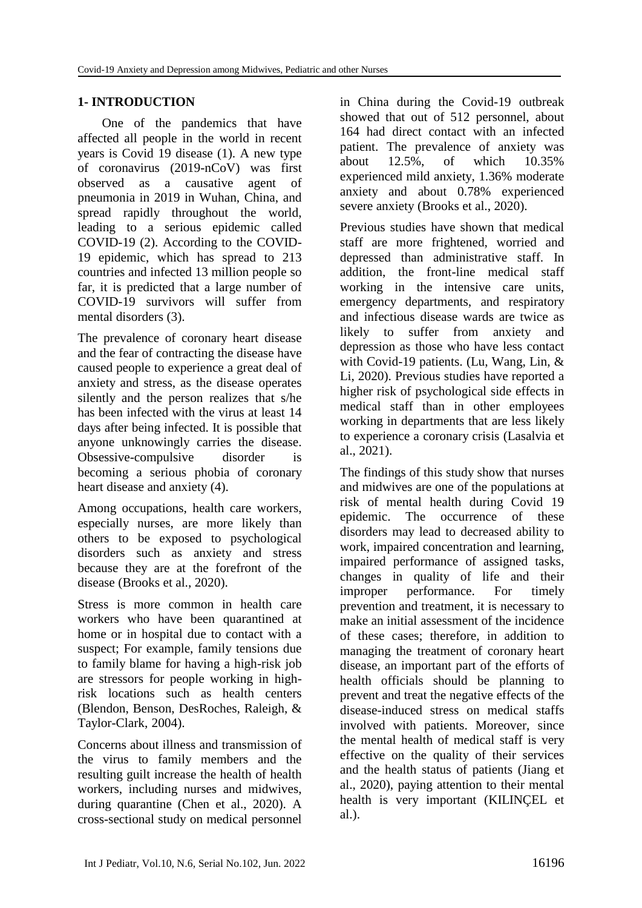## 1- INTRODUCTION

One of the pandemics that have affected all people in the world in recent years is Covid 19 disease (1). A new type of coronavirus (2019-nCoV) was first observed as a causative agent of pneumonia in 2019 in Wuhan, China, and spread rapidly throughout the world, leading to a serious epidemic called COVID-19 (2). According to the COVID-19 epidemic, which has spread to 213 countries and infected 13 million people so far, it is predicted that a large number of COVID-19 survivors will suffer from mental disorders (3).

The prevalence of coronary heart disease and the fear of contracting the disease have caused people to experience a great deal of anxiety and stress, as the disease operates silently and the person realizes that s/he has been infected with the virus at least 14 days after being infected. It is possible that anyone unknowingly carries the disease. Obsessive-compulsive disorder is becoming a serious phobia of coronary heart disease and anxiety (4).

Among occupations, health care workers, especially nurses, are more likely than others to be exposed to psychological disorders such as anxiety and stress because they are at the forefront of the disease (Brooks et al., 2020).

Stress is more common in health care workers who have been quarantined at home or in hospital due to contact with a suspect; For example, family tensions due to family blame for having a high-risk job are stressors for people working in high-risk locations such as health centers (Blendon, Benson, DesRoches, Raleigh, & Taylor-Clark, 2004).

Concerns about illness and transmission of the virus to family members and the resulting guilt increase the health of health workers, including nurses and midwives, during quarantine (Chen et al., 2020). A cross-sectional study on medical personnel in China during the Covid-19 outbreak showed that out of 512 personnel, about 164 had direct contact with an infected patient. The prevalence of anxiety was about 12.5%, of which 10.35% experienced mild anxiety, 1.36% moderate anxiety and about 0.78% experienced severe anxiety (Brooks et al., 2020).

Previous studies have shown that medical staff are more frightened, worried and depressed than administrative staff. In addition, the front-line medical staff working in the intensive care units, emergency departments, and respiratory and infectious disease wards are twice as likely to suffer from anxiety and depression as those who have less contact with Covid-19 patients. (Lu, Wang, Lin, & Li, 2020). Previous studies have reported a higher risk of psychological side effects in medical staff than in other employees working in departments that are less likely to experience a coronary crisis (Lasalvia et al., 2021).

The findings of this study show that nurses and midwives are one of the populations at risk of mental health during Covid 19 epidemic. The occurrence of these disorders may lead to decreased ability to work, impaired concentration and learning, impaired performance of assigned tasks, changes in quality of life and their improper performance. For timely prevention and treatment, it is necessary to make an initial assessment of the incidence of these cases; therefore, in addition to managing the treatment of coronary heart disease, an important part of the efforts of health officials should be planning to prevent and treat the negative effects of the disease-induced stress on medical staffs involved with patients. Moreover, since the mental health of medical staff is very effective on the quality of their services and the health status of patients (Jiang et al., 2020), paying attention to their mental health is very important (KILINÇEL et al.).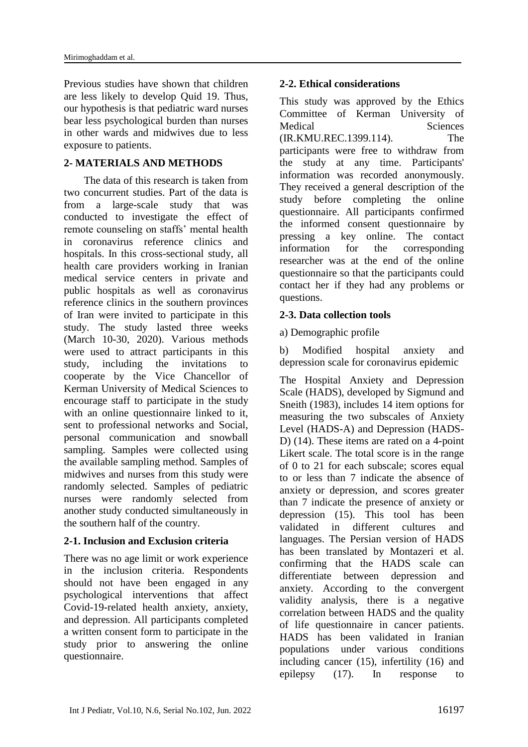Previous studies have shown that children are less likely to develop Quid 19. Thus, our hypothesis is that pediatric ward nurses bear less psychological burden than nurses in other wards and midwives due to less exposure to patients.

## 2- MATERIALS AND METHODS

The data of this research is taken from two concurrent studies. Part of the data is from a large-scale study that was conducted to investigate the effect of remote counseling on staffs' mental health in coronavirus reference clinics and hospitals. In this cross-sectional study, all health care providers working in Iranian medical service centers in private and public hospitals as well as coronavirus reference clinics in the southern provinces of Iran were invited to participate in this study. The study lasted three weeks (March 10-30, 2020). Various methods were used to attract participants in this study, including the invitations to cooperate by the Vice Chancellor of Kerman University of Medical Sciences to encourage staff to participate in the study with an online questionnaire linked to it, sent to professional networks and Social, personal communication and snowball sampling. Samples were collected using the available sampling method. Samples of midwives and nurses from this study were randomly selected. Samples of pediatric nurses were randomly selected from another study conducted simultaneously in the southern half of the country.

### 2-1. Inclusion and Exclusion criteria

There was no age limit or work experience in the inclusion criteria. Respondents should not have been engaged in any psychological interventions that affect Covid-19-related health anxiety, anxiety, and depression. All participants completed a written consent form to participate in the study prior to answering the online questionnaire.

### 2-2. Ethical considerations

This study was approved by the Ethics Committee of Kerman University of Medical Sciences (IR.KMU.REC.1399.114). The participants were free to withdraw from the study at any time. Participants' information was recorded anonymously. They received a general description of the study before completing the online questionnaire. All participants confirmed the informed consent questionnaire by pressing a key online. The contact information for the corresponding researcher was at the end of the online questionnaire so that the participants could contact her if they had any problems or questions.

### 2-3. Data collection tools

a) Demographic profile

b) Modified hospital anxiety and depression scale for coronavirus epidemic

The Hospital Anxiety and Depression Scale (HADS), developed by Sigmund and Sneith (1983), includes 14 item options for measuring the two subscales of Anxiety Level (HADS-A) and Depression (HADS-D) (14). These items are rated on a 4-point Likert scale. The total score is in the range of 0 to 21 for each subscale; scores equal to or less than 7 indicate the absence of anxiety or depression, and scores greater than 7 indicate the presence of anxiety or depression (15). This tool has been validated in different cultures and languages. The Persian version of HADS has been translated by Montazeri et al. confirming that the HADS scale can differentiate between depression and anxiety. According to the convergent validity analysis, there is a negative correlation between HADS and the quality of life questionnaire in cancer patients. HADS has been validated in Iranian populations under various conditions including cancer (15), infertility (16) and epilepsy (17). In response to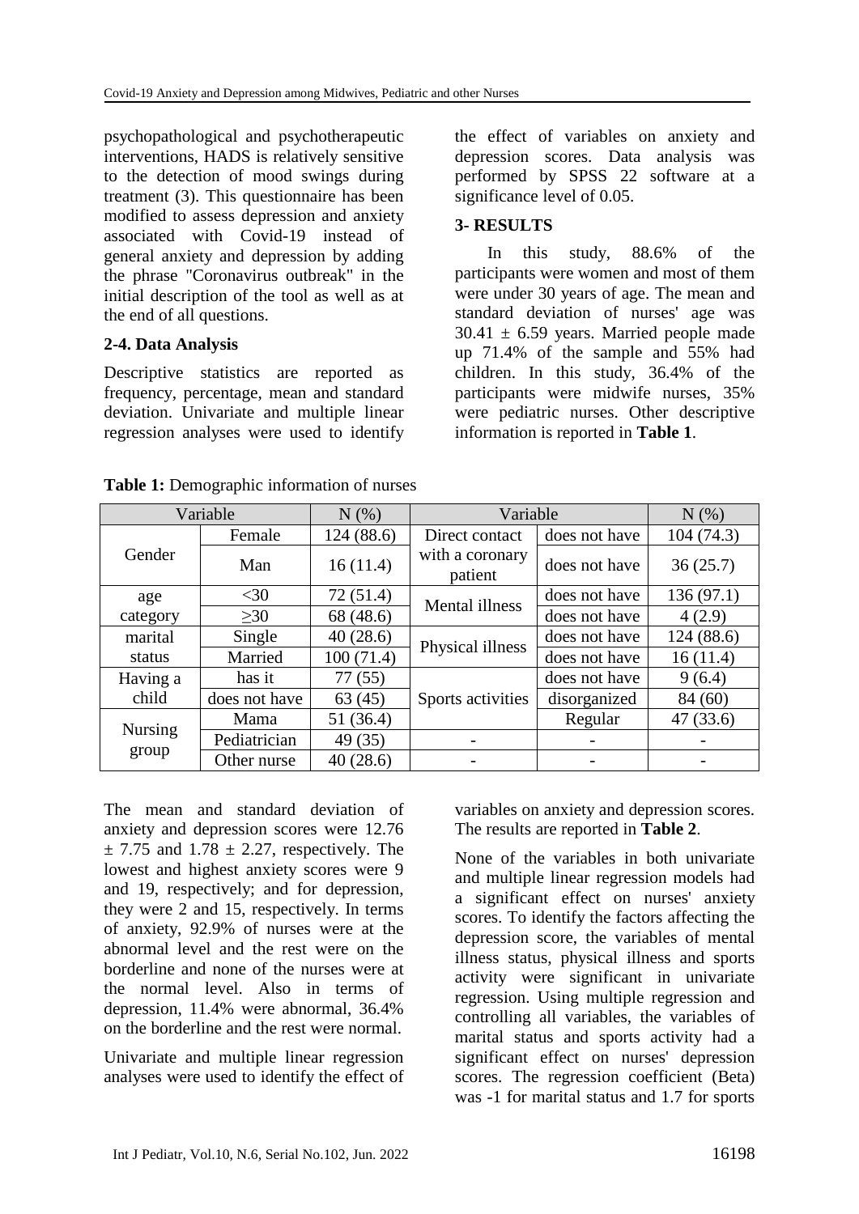psychopathological and psychotherapeutic interventions, HADS is relatively sensitive to the detection of mood swings during treatment (3). This questionnaire has been modified to assess depression and anxiety associated with Covid-19 instead of general anxiety and depression by adding the phrase "Coronavirus outbreak" in the initial description of the tool as well as at the end of all questions.

### 2-4. Data Analysis

Descriptive statistics are reported as frequency, percentage, mean and standard deviation. Univariate and multiple linear regression analyses were used to identify the effect of variables on anxiety and depression scores. Data analysis was performed by SPSS 22 software at a significance level of 0.05.

## 3- RESULTS

In this study, 88.6% of the participants were women and most of them were under 30 years of age. The mean and standard deviation of nurses' age was $30.41 \pm 6.59$ years. Married people made up 71.4% of the sample and 55% had children. In this study, 36.4% of the participants were midwife nurses, 35% were pediatric nurses. Other descriptive information is reported in **Table 1**.

**Table 1:** Demographic information of nurses

| Variable | | N (%) | Variable | | N (%) |
|---|---|---|---|---|---|
| Gender | Female | 124 (88.6) | Direct contact with a coronary patient | does not have | 104 (74.3) |
| | Man | 16 (11.4) | | does not have | 36 (25.7) |
| age category | <30 | 72 (51.4) | Mental illness | does not have | 136 (97.1) |
| | ≥30 | 68 (48.6) | | does not have | 4 (2.9) |
| marital status | Single | 40 (28.6) | Physical illness | does not have | 124 (88.6) |
| | Married | 100 (71.4) | | does not have | 16 (11.4) |
| Having a child | has it | 77 (55) | Sports activities | does not have | 9 (6.4) |
| | does not have | 63 (45) | | disorganized | 84 (60) |
| Nursing group | Mama | 51 (36.4) | | Regular | 47 (33.6) |
| | Pediatrician | 49 (35) | - | - | - |
| | Other nurse | 40 (28.6) | - | - | - |

The mean and standard deviation of anxiety and depression scores were $12.76 \pm 7.75$ and $1.78 \pm 2.27$, respectively. The lowest and highest anxiety scores were 9 and 19, respectively; and for depression, they were 2 and 15, respectively. In terms of anxiety, 92.9% of nurses were at the abnormal level and the rest were on the borderline and none of the nurses were at the normal level. Also in terms of depression, 11.4% were abnormal, 36.4% on the borderline and the rest were normal.

Univariate and multiple linear regression analyses were used to identify the effect of variables on anxiety and depression scores. The results are reported in **Table 2**.

None of the variables in both univariate and multiple linear regression models had a significant effect on nurses' anxiety scores. To identify the factors affecting the depression score, the variables of mental illness status, physical illness and sports activity were significant in univariate regression. Using multiple regression and controlling all variables, the variables of marital status and sports activity had a significant effect on nurses' depression scores. The regression coefficient (Beta) was -1 for marital status and 1.7 for sports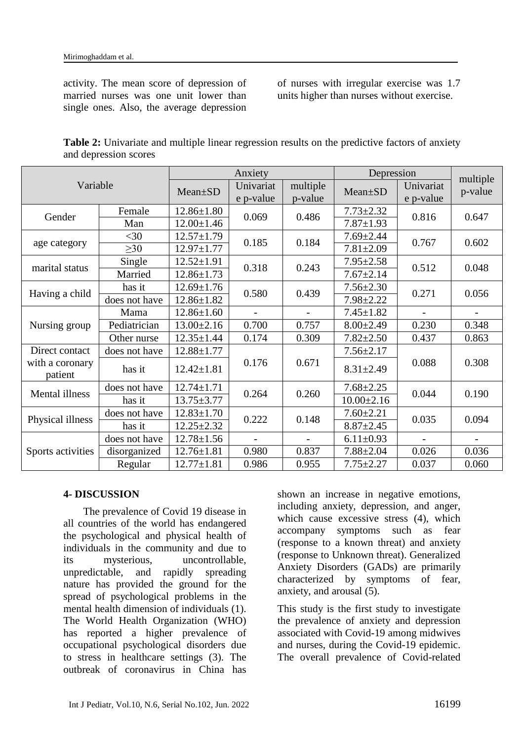activity. The mean score of depression of married nurses was one unit lower than single ones. Also, the average depression of nurses with irregular exercise was 1.7 units higher than nurses without exercise.

**Table 2:** Univariate and multiple linear regression results on the predictive factors of anxiety and depression scores

| Variable | | Anxiety | | | Depression | | multiple p-value |
|---|---|---|---|---|---|---|---|
| | | Mean±SD | Univariate p-value | multiple p-value | Mean±SD | Univariate p-value | |
| Gender | Female | 12.86±1.80 | 0.069 | 0.486 | 7.73±2.32 | 0.816 | 0.647 |
| | Man | 12.00±1.46 | | | 7.87±1.93 | | |
| age category | <30 | 12.57±1.79 | 0.185 | 0.184 | 7.69±2.44 | 0.767 | 0.602 |
| | ≥30 | 12.97±1.77 | | | 7.81±2.09 | | |
| marital status | Single | 12.52±1.91 | 0.318 | 0.243 | 7.95±2.58 | 0.512 | 0.048 |
| | Married | 12.86±1.73 | | | 7.67±2.14 | | |
| Having a child | has it | 12.69±1.76 | 0.580 | 0.439 | 7.56±2.30 | 0.271 | 0.056 |
| | does not have | 12.86±1.82 | | | 7.98±2.22 | | |
| Nursing group | Mama | 12.86±1.60 | - | - | 7.45±1.82 | - | - |
| | Pediatrician | 13.00±2.16 | 0.700 | 0.757 | 8.00±2.49 | 0.230 | 0.348 |
| | Other nurse | 12.35±1.44 | 0.174 | 0.309 | 7.82±2.50 | 0.437 | 0.863 |
| Direct contact with a coronary patient | does not have | 12.88±1.77 | 0.176 | 0.671 | 7.56±2.17 | 0.088 | 0.308 |
| | has it | 12.42±1.81 | | | 8.31±2.49 | | |
| Mental illness | does not have | 12.74±1.71 | 0.264 | 0.260 | 7.68±2.25 | 0.044 | 0.190 |
| | has it | 13.75±3.77 | | | 10.00±2.16 | | |
| Physical illness | does not have | 12.83±1.70 | 0.222 | 0.148 | 7.60±2.21 | 0.035 | 0.094 |
| | has it | 12.25±2.32 | | | 8.87±2.45 | | |
| Sports activities | does not have | 12.78±1.56 | - | - | 6.11±0.93 | - | - |
| | disorganized | 12.76±1.81 | 0.980 | 0.837 | 7.88±2.04 | 0.026 | 0.036 |
| | Regular | 12.77±1.81 | 0.986 | 0.955 | 7.75±2.27 | 0.037 | 0.060 |

## 4- DISCUSSION

The prevalence of Covid 19 disease in all countries of the world has endangered the psychological and physical health of individuals in the community and due to its mysterious, uncontrollable, unpredictable, and rapidly spreading nature has provided the ground for the spread of psychological problems in the mental health dimension of individuals (1). The World Health Organization (WHO) has reported a higher prevalence of occupational psychological disorders due to stress in healthcare settings (3). The outbreak of coronavirus in China has shown an increase in negative emotions, including anxiety, depression, and anger, which cause excessive stress (4), which accompany symptoms such as fear (response to a known threat) and anxiety (response to Unknown threat). Generalized Anxiety Disorders (GADs) are primarily characterized by symptoms of fear, anxiety, and arousal (5).

This study is the first study to investigate the prevalence of anxiety and depression associated with Covid-19 among midwives and nurses, during the Covid-19 epidemic. The overall prevalence of Covid-related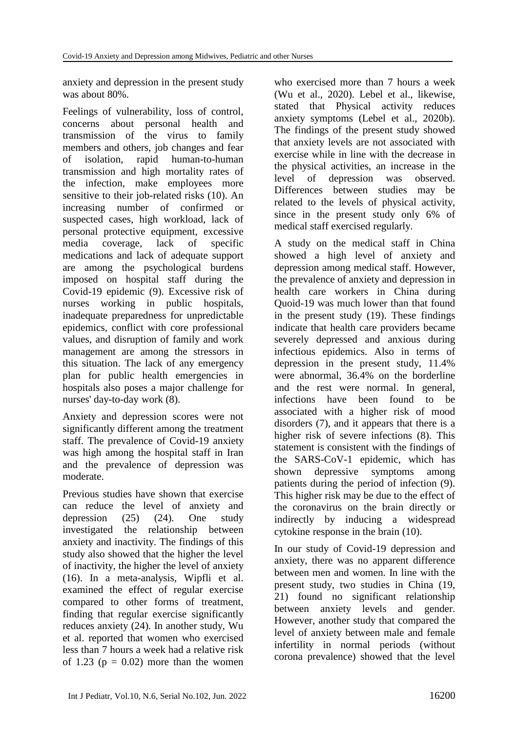anxiety and depression in the present study was about 80%.

Feelings of vulnerability, loss of control, concerns about personal health and transmission of the virus to family members and others, job changes and fear of isolation, rapid human-to-human transmission and high mortality rates of the infection, make employees more sensitive to their job-related risks (10). An increasing number of confirmed or suspected cases, high workload, lack of personal protective equipment, excessive media coverage, lack of specific medications and lack of adequate support are among the psychological burdens imposed on hospital staff during the Covid-19 epidemic (9). Excessive risk of nurses working in public hospitals, inadequate preparedness for unpredictable epidemics, conflict with core professional values, and disruption of family and work management are among the stressors in this situation. The lack of any emergency plan for public health emergencies in hospitals also poses a major challenge for nurses' day-to-day work (8).

Anxiety and depression scores were not significantly different among the treatment staff. The prevalence of Covid-19 anxiety was high among the hospital staff in Iran and the prevalence of depression was moderate.

Previous studies have shown that exercise can reduce the level of anxiety and depression (25) (24). One study investigated the relationship between anxiety and inactivity. The findings of this study also showed that the higher the level of inactivity, the higher the level of anxiety (16). In a meta-analysis, Wipfli et al. examined the effect of regular exercise compared to other forms of treatment, finding that regular exercise significantly reduces anxiety (24). In another study, Wu et al. reported that women who exercised less than 7 hours a week had a relative risk of 1.23 ($p = 0.02$) more than the women who exercised more than 7 hours a week (Wu et al., 2020). Lebel et al., likewise, stated that Physical activity reduces anxiety symptoms (Lebel et al., 2020b). The findings of the present study showed that anxiety levels are not associated with exercise while in line with the decrease in the physical activities, an increase in the level of depression was observed. Differences between studies may be related to the levels of physical activity, since in the present study only 6% of medical staff exercised regularly.

A study on the medical staff in China showed a high level of anxiety and depression among medical staff. However, the prevalence of anxiety and depression in health care workers in China during Quoid-19 was much lower than that found in the present study (19). These findings indicate that health care providers became severely depressed and anxious during infectious epidemics. Also in terms of depression in the present study, 11.4% were abnormal, 36.4% on the borderline and the rest were normal. In general, infections have been found to be associated with a higher risk of mood disorders (7), and it appears that there is a higher risk of severe infections (8). This statement is consistent with the findings of the SARS-CoV-1 epidemic, which has shown depressive symptoms among patients during the period of infection (9). This higher risk may be due to the effect of the coronavirus on the brain directly or indirectly by inducing a widespread cytokine response in the brain (10).

In our study of Covid-19 depression and anxiety, there was no apparent difference between men and women. In line with the present study, two studies in China (19, 21) found no significant relationship between anxiety levels and gender. However, another study that compared the level of anxiety between male and female infertility in normal periods (without corona prevalence) showed that the level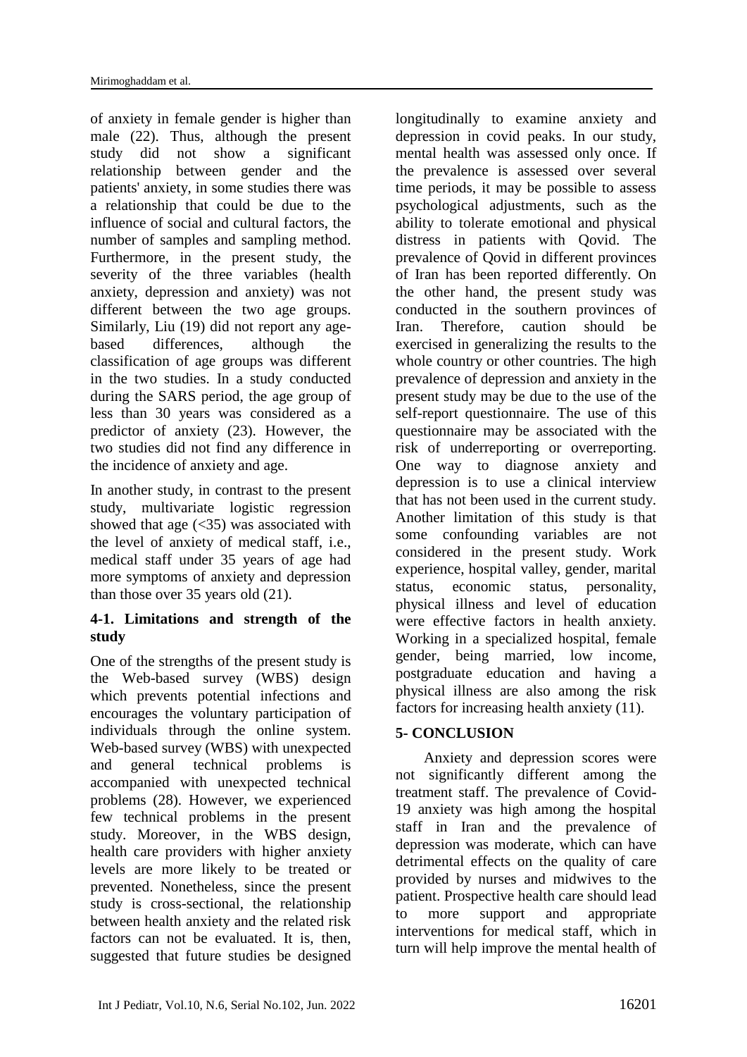of anxiety in female gender is higher than male (22). Thus, although the present study did not show a significant relationship between gender and the patients' anxiety, in some studies there was a relationship that could be due to the influence of social and cultural factors, the number of samples and sampling method. Furthermore, in the present study, the severity of the three variables (health anxiety, depression and anxiety) was not different between the two age groups. Similarly, Liu (19) did not report any age-based differences, although the classification of age groups was different in the two studies. In a study conducted during the SARS period, the age group of less than 30 years was considered as a predictor of anxiety (23). However, the two studies did not find any difference in the incidence of anxiety and age.

In another study, in contrast to the present study, multivariate logistic regression showed that age (<35) was associated with the level of anxiety of medical staff, i.e., medical staff under 35 years of age had more symptoms of anxiety and depression than those over 35 years old (21).

### 4-1. Limitations and strength of the study

One of the strengths of the present study is the Web-based survey (WBS) design which prevents potential infections and encourages the voluntary participation of individuals through the online system. Web-based survey (WBS) with unexpected and general technical problems is accompanied with unexpected technical problems (28). However, we experienced few technical problems in the present study. Moreover, in the WBS design, health care providers with higher anxiety levels are more likely to be treated or prevented. Nonetheless, since the present study is cross-sectional, the relationship between health anxiety and the related risk factors can not be evaluated. It is, then, suggested that future studies be designed longitudinally to examine anxiety and depression in covid peaks. In our study, mental health was assessed only once. If the prevalence is assessed over several time periods, it may be possible to assess psychological adjustments, such as the ability to tolerate emotional and physical distress in patients with Qovid. The prevalence of Qovid in different provinces of Iran has been reported differently. On the other hand, the present study was conducted in the southern provinces of Iran. Therefore, caution should be exercised in generalizing the results to the whole country or other countries. The high prevalence of depression and anxiety in the present study may be due to the use of the self-report questionnaire. The use of this questionnaire may be associated with the risk of underreporting or overreporting. One way to diagnose anxiety and depression is to use a clinical interview that has not been used in the current study. Another limitation of this study is that some confounding variables are not considered in the present study. Work experience, hospital valley, gender, marital status, economic status, personality, physical illness and level of education were effective factors in health anxiety. Working in a specialized hospital, female gender, being married, low income, postgraduate education and having a physical illness are also among the risk factors for increasing health anxiety (11).

## 5- CONCLUSION

Anxiety and depression scores were not significantly different among the treatment staff. The prevalence of Covid-19 anxiety was high among the hospital staff in Iran and the prevalence of depression was moderate, which can have detrimental effects on the quality of care provided by nurses and midwives to the patient. Prospective health care should lead to more support and appropriate interventions for medical staff, which in turn will help improve the mental health of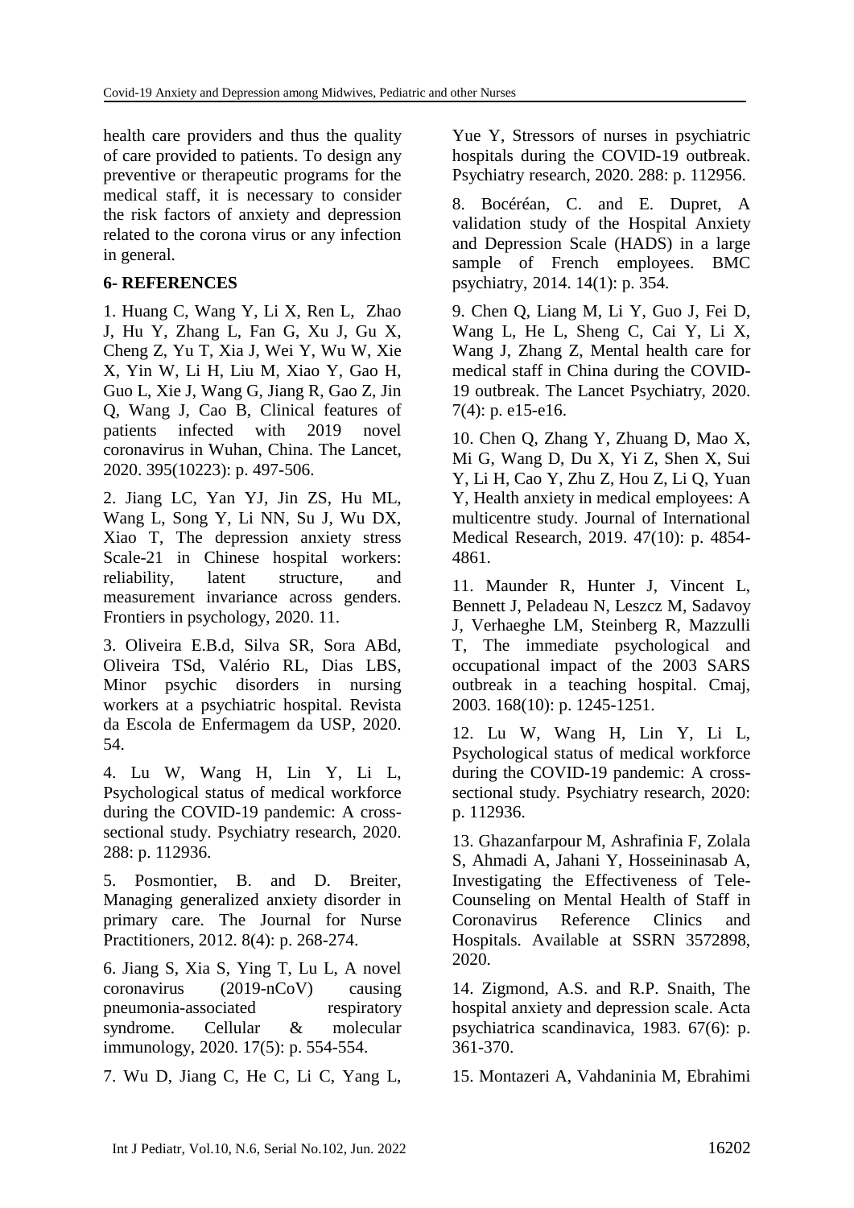health care providers and thus the quality of care provided to patients. To design any preventive or therapeutic programs for the medical staff, it is necessary to consider the risk factors of anxiety and depression related to the corona virus or any infection in general.

## 6- REFERENCES

1. Huang C, Wang Y, Li X, Ren L, Zhao J, Hu Y, Zhang L, Fan G, Xu J, Gu X, Cheng Z, Yu T, Xia J, Wei Y, Wu W, Xie X, Yin W, Li H, Liu M, Xiao Y, Gao H, Guo L, Xie J, Wang G, Jiang R, Gao Z, Jin Q, Wang J, Cao B, Clinical features of patients infected with 2019 novel coronavirus in Wuhan, China. The Lancet, 2020. 395(10223): p. 497-506.

2. Jiang LC, Yan YJ, Jin ZS, Hu ML, Wang L, Song Y, Li NN, Su J, Wu DX, Xiao T, The depression anxiety stress Scale-21 in Chinese hospital workers: reliability, latent structure, and measurement invariance across genders. Frontiers in psychology, 2020. 11.

3. Oliveira E.B.d, Silva SR, Sora ABd, Oliveira TSd, Valério RL, Dias LBS, Minor psychic disorders in nursing workers at a psychiatric hospital. Revista da Escola de Enfermagem da USP, 2020. 54.

4. Lu W, Wang H, Lin Y, Li L, Psychological status of medical workforce during the COVID-19 pandemic: A cross-sectional study. Psychiatry research, 2020. 288: p. 112936.

5. Posmontier, B. and D. Breiter, Managing generalized anxiety disorder in primary care. The Journal for Nurse Practitioners, 2012. 8(4): p. 268-274.

6. Jiang S, Xia S, Ying T, Lu L, A novel coronavirus (2019-nCoV) causing pneumonia-associated respiratory syndrome. Cellular & molecular immunology, 2020. 17(5): p. 554-554.

7. Wu D, Jiang C, He C, Li C, Yang L, Yue Y, Stressors of nurses in psychiatric hospitals during the COVID-19 outbreak. Psychiatry research, 2020. 288: p. 112956.

8. Bocéréan, C. and E. Dupret, A validation study of the Hospital Anxiety and Depression Scale (HADS) in a large sample of French employees. BMC psychiatry, 2014. 14(1): p. 354.

9. Chen Q, Liang M, Li Y, Guo J, Fei D, Wang L, He L, Sheng C, Cai Y, Li X, Wang J, Zhang Z, Mental health care for medical staff in China during the COVID-19 outbreak. The Lancet Psychiatry, 2020. 7(4): p. e15-e16.

10. Chen Q, Zhang Y, Zhuang D, Mao X, Mi G, Wang D, Du X, Yi Z, Shen X, Sui Y, Li H, Cao Y, Zhu Z, Hou Z, Li Q, Yuan Y, Health anxiety in medical employees: A multicentre study. Journal of International Medical Research, 2019. 47(10): p. 4854-4861.

11. Maunder R, Hunter J, Vincent L, Bennett J, Peladeau N, Leszcz M, Sadavoy J, Verhaeghe LM, Steinberg R, Mazzulli T, The immediate psychological and occupational impact of the 2003 SARS outbreak in a teaching hospital. Cmaj, 2003. 168(10): p. 1245-1251.

12. Lu W, Wang H, Lin Y, Li L, Psychological status of medical workforce during the COVID-19 pandemic: A cross-sectional study. Psychiatry research, 2020: p. 112936.

13. Ghazanfarpour M, Ashrafinia F, Zolala S, Ahmadi A, Jahani Y, Hosseininasab A, Investigating the Effectiveness of Tele-Counseling on Mental Health of Staff in Coronavirus Reference Clinics and Hospitals. Available at SSRN 3572898, 2020.

14. Zigmond, A.S. and R.P. Snaith, The hospital anxiety and depression scale. Acta psychiatrica scandinavica, 1983. 67(6): p. 361-370.

15. Montazeri A, Vahdaninia M, Ebrahimi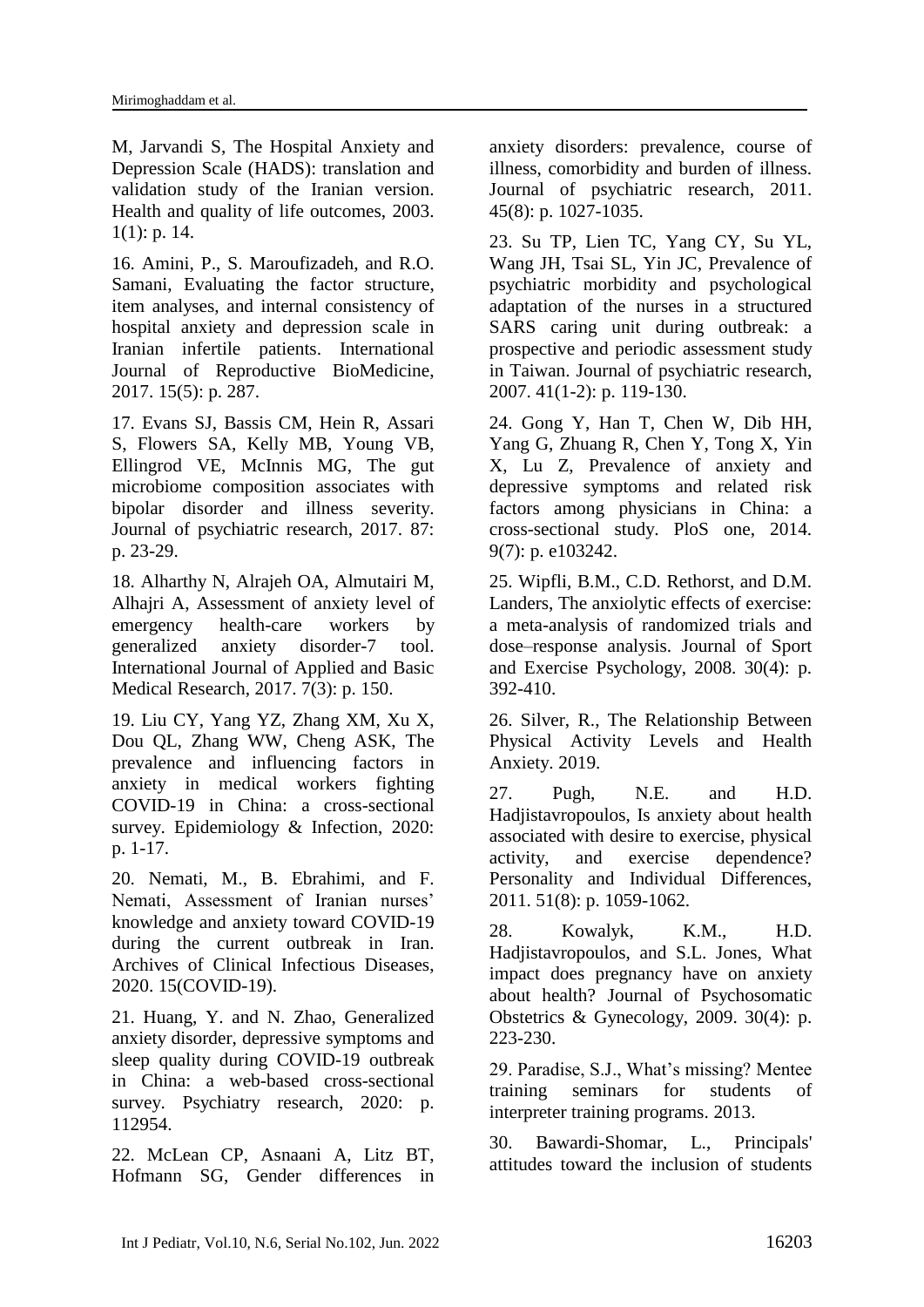M, Jarvandi S, The Hospital Anxiety and Depression Scale (HADS): translation and validation study of the Iranian version. Health and quality of life outcomes, 2003. 1(1): p. 14.

16. Amini, P., S. Maroufizadeh, and R.O. Samani, Evaluating the factor structure, item analyses, and internal consistency of hospital anxiety and depression scale in Iranian infertile patients. International Journal of Reproductive BioMedicine, 2017. 15(5): p. 287.

17. Evans SJ, Bassis CM, Hein R, Assari S, Flowers SA, Kelly MB, Young VB, Ellingrod VE, McInnis MG, The gut microbiome composition associates with bipolar disorder and illness severity. Journal of psychiatric research, 2017. 87: p. 23-29.

18. Alharthy N, Alrajeh OA, Almutairi M, Alhajri A, Assessment of anxiety level of emergency health-care workers by generalized anxiety disorder-7 tool. International Journal of Applied and Basic Medical Research, 2017. 7(3): p. 150.

19. Liu CY, Yang YZ, Zhang XM, Xu X, Dou QL, Zhang WW, Cheng ASK, The prevalence and influencing factors in anxiety in medical workers fighting COVID-19 in China: a cross-sectional survey. Epidemiology & Infection, 2020: p. 1-17.

20. Nemati, M., B. Ebrahimi, and F. Nemati, Assessment of Iranian nurses' knowledge and anxiety toward COVID-19 during the current outbreak in Iran. Archives of Clinical Infectious Diseases, 2020. 15(COVID-19).

21. Huang, Y. and N. Zhao, Generalized anxiety disorder, depressive symptoms and sleep quality during COVID-19 outbreak in China: a web-based cross-sectional survey. Psychiatry research, 2020: p. 112954.

22. McLean CP, Asnaani A, Litz BT, Hofmann SG, Gender differences in anxiety disorders: prevalence, course of illness, comorbidity and burden of illness. Journal of psychiatric research, 2011. 45(8): p. 1027-1035.

23. Su TP, Lien TC, Yang CY, Su YL, Wang JH, Tsai SL, Yin JC, Prevalence of psychiatric morbidity and psychological adaptation of the nurses in a structured SARS caring unit during outbreak: a prospective and periodic assessment study in Taiwan. Journal of psychiatric research, 2007. 41(1-2): p. 119-130.

24. Gong Y, Han T, Chen W, Dib HH, Yang G, Zhuang R, Chen Y, Tong X, Yin X, Lu Z, Prevalence of anxiety and depressive symptoms and related risk factors among physicians in China: a cross-sectional study. PloS one, 2014. 9(7): p. e103242.

25. Wipfli, B.M., C.D. Rethorst, and D.M. Landers, The anxiolytic effects of exercise: a meta-analysis of randomized trials and dose–response analysis. Journal of Sport and Exercise Psychology, 2008. 30(4): p. 392-410.

26. Silver, R., The Relationship Between Physical Activity Levels and Health Anxiety. 2019.

27. Pugh, N.E. and H.D. Hadjistavropoulos, Is anxiety about health associated with desire to exercise, physical activity, and exercise dependence? Personality and Individual Differences, 2011. 51(8): p. 1059-1062.

28. Kowalyk, K.M., H.D. Hadjistavropoulos, and S.L. Jones, What impact does pregnancy have on anxiety about health? Journal of Psychosomatic Obstetrics & Gynecology, 2009. 30(4): p. 223-230.

29. Paradise, S.J., What's missing? Mentee training seminars for students of interpreter training programs. 2013.

30. Bawardi-Shomar, L., Principals' attitudes toward the inclusion of students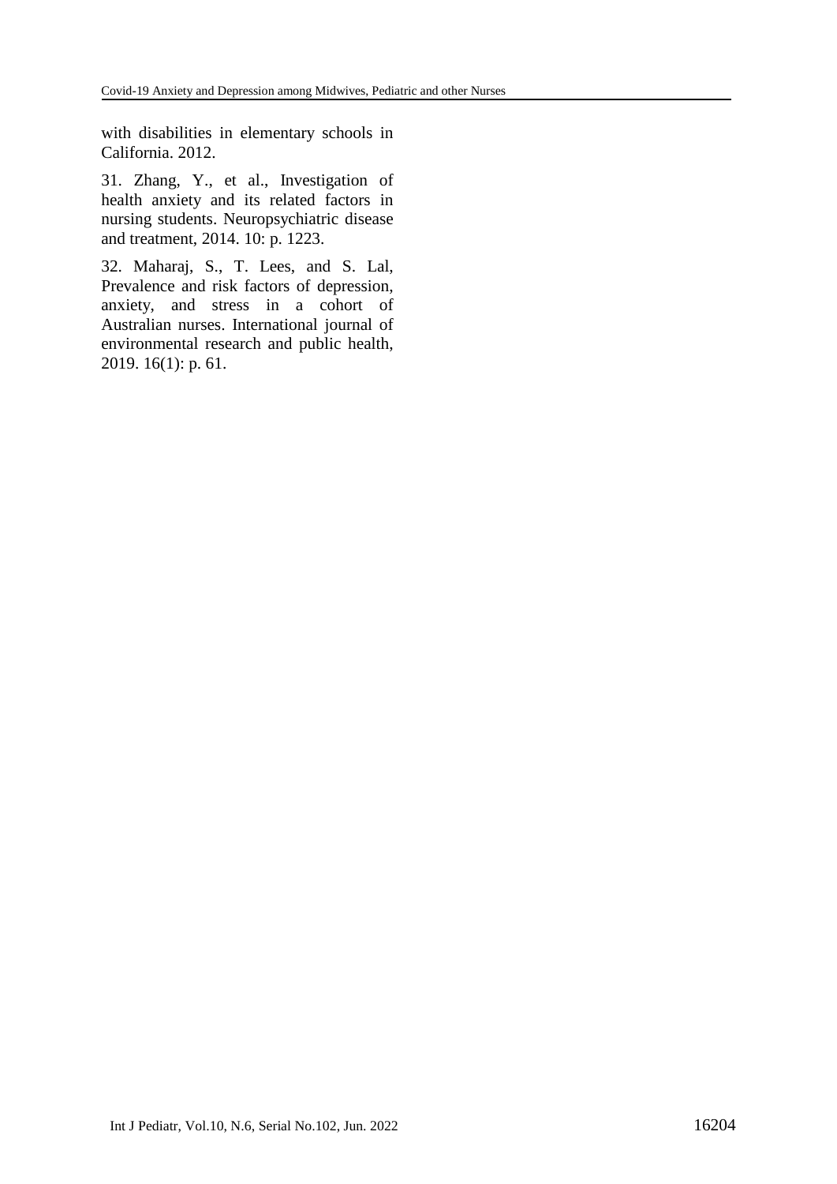with disabilities in elementary schools in California. 2012.

31. Zhang, Y., et al., Investigation of health anxiety and its related factors in nursing students. Neuropsychiatric disease and treatment, 2014. 10: p. 1223.

32. Maharaj, S., T. Lees, and S. Lal, Prevalence and risk factors of depression, anxiety, and stress in a cohort of Australian nurses. International journal of environmental research and public health, 2019. 16(1): p. 61.